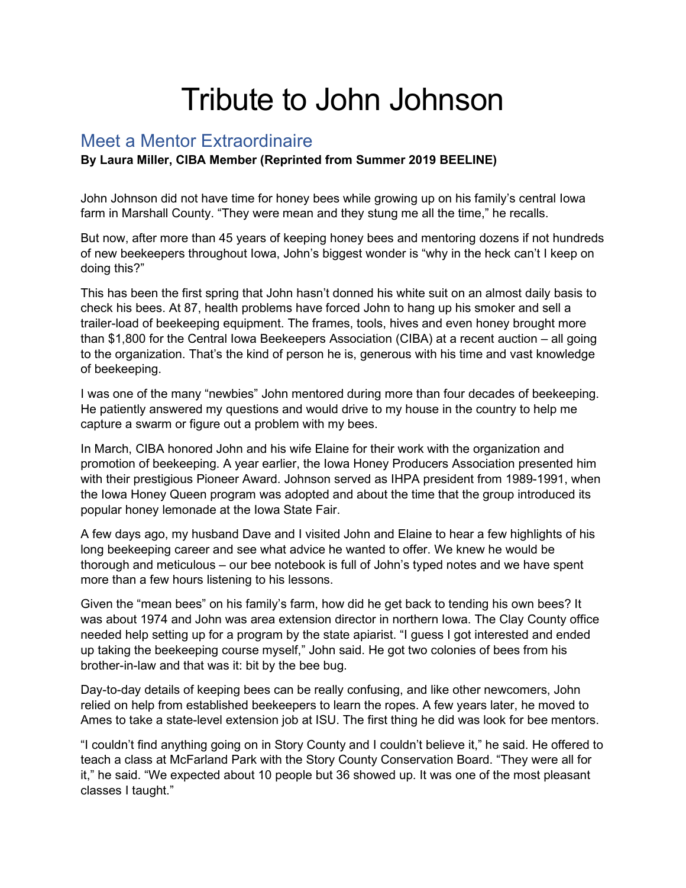# Tribute to John Johnson

## Meet a Mentor Extraordinaire

**By Laura Miller, CIBA Member (Reprinted from Summer 2019 BEELINE)**

John Johnson did not have time for honey bees while growing up on his family's central Iowa farm in Marshall County. "They were mean and they stung me all the time," he recalls.

But now, after more than 45 years of keeping honey bees and mentoring dozens if not hundreds of new beekeepers throughout Iowa, John's biggest wonder is "why in the heck can't I keep on doing this?"

This has been the first spring that John hasn't donned his white suit on an almost daily basis to check his bees. At 87, health problems have forced John to hang up his smoker and sell a trailer-load of beekeeping equipment. The frames, tools, hives and even honey brought more than $1,800 for the Central Iowa Beekeepers Association (CIBA) at a recent auction – all going to the organization. That's the kind of person he is, generous with his time and vast knowledge of beekeeping.

I was one of the many "newbies" John mentored during more than four decades of beekeeping. He patiently answered my questions and would drive to my house in the country to help me capture a swarm or figure out a problem with my bees.

In March, CIBA honored John and his wife Elaine for their work with the organization and promotion of beekeeping. A year earlier, the Iowa Honey Producers Association presented him with their prestigious Pioneer Award. Johnson served as IHPA president from 1989-1991, when the Iowa Honey Queen program was adopted and about the time that the group introduced its popular honey lemonade at the Iowa State Fair.

A few days ago, my husband Dave and I visited John and Elaine to hear a few highlights of his long beekeeping career and see what advice he wanted to offer. We knew he would be thorough and meticulous – our bee notebook is full of John's typed notes and we have spent more than a few hours listening to his lessons.

Given the "mean bees" on his family's farm, how did he get back to tending his own bees? It was about 1974 and John was area extension director in northern Iowa. The Clay County office needed help setting up for a program by the state apiarist. "I guess I got interested and ended up taking the beekeeping course myself," John said. He got two colonies of bees from his brother-in-law and that was it: bit by the bee bug.

Day-to-day details of keeping bees can be really confusing, and like other newcomers, John relied on help from established beekeepers to learn the ropes. A few years later, he moved to Ames to take a state-level extension job at ISU. The first thing he did was look for bee mentors.

"I couldn't find anything going on in Story County and I couldn't believe it," he said. He offered to teach a class at McFarland Park with the Story County Conservation Board. "They were all for it," he said. "We expected about 10 people but 36 showed up. It was one of the most pleasant classes I taught."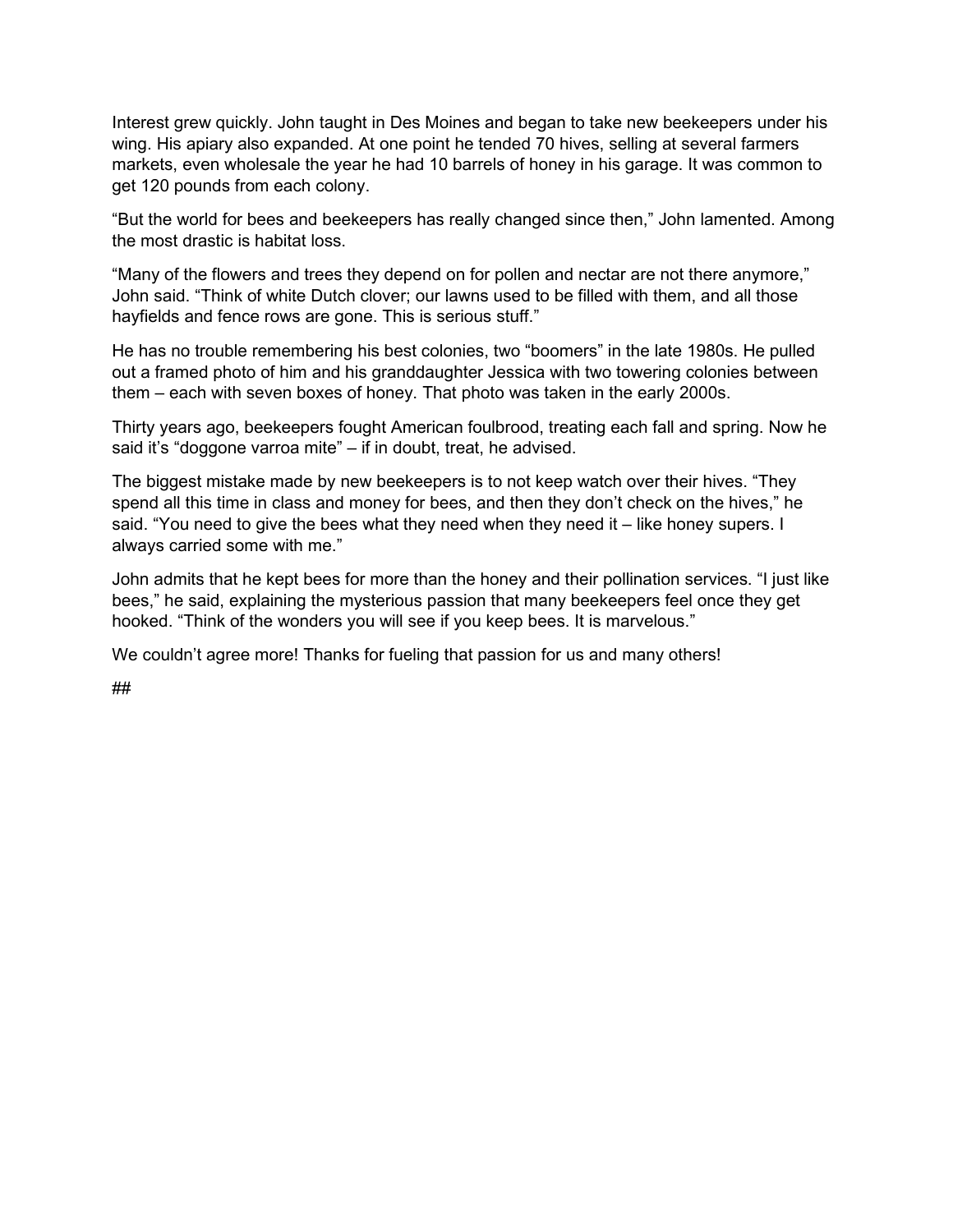Interest grew quickly. John taught in Des Moines and began to take new beekeepers under his wing. His apiary also expanded. At one point he tended 70 hives, selling at several farmers markets, even wholesale the year he had 10 barrels of honey in his garage. It was common to get 120 pounds from each colony.

"But the world for bees and beekeepers has really changed since then," John lamented. Among the most drastic is habitat loss.

"Many of the flowers and trees they depend on for pollen and nectar are not there anymore," John said. "Think of white Dutch clover; our lawns used to be filled with them, and all those hayfields and fence rows are gone. This is serious stuff."

He has no trouble remembering his best colonies, two "boomers" in the late 1980s. He pulled out a framed photo of him and his granddaughter Jessica with two towering colonies between them – each with seven boxes of honey. That photo was taken in the early 2000s.

Thirty years ago, beekeepers fought American foulbrood, treating each fall and spring. Now he said it's "doggone varroa mite" – if in doubt, treat, he advised.

The biggest mistake made by new beekeepers is to not keep watch over their hives. "They spend all this time in class and money for bees, and then they don't check on the hives," he said. "You need to give the bees what they need when they need it – like honey supers. I always carried some with me."

John admits that he kept bees for more than the honey and their pollination services. "I just like bees," he said, explaining the mysterious passion that many beekeepers feel once they get hooked. "Think of the wonders you will see if you keep bees. It is marvelous."

We couldn't agree more! Thanks for fueling that passion for us and many others!

##